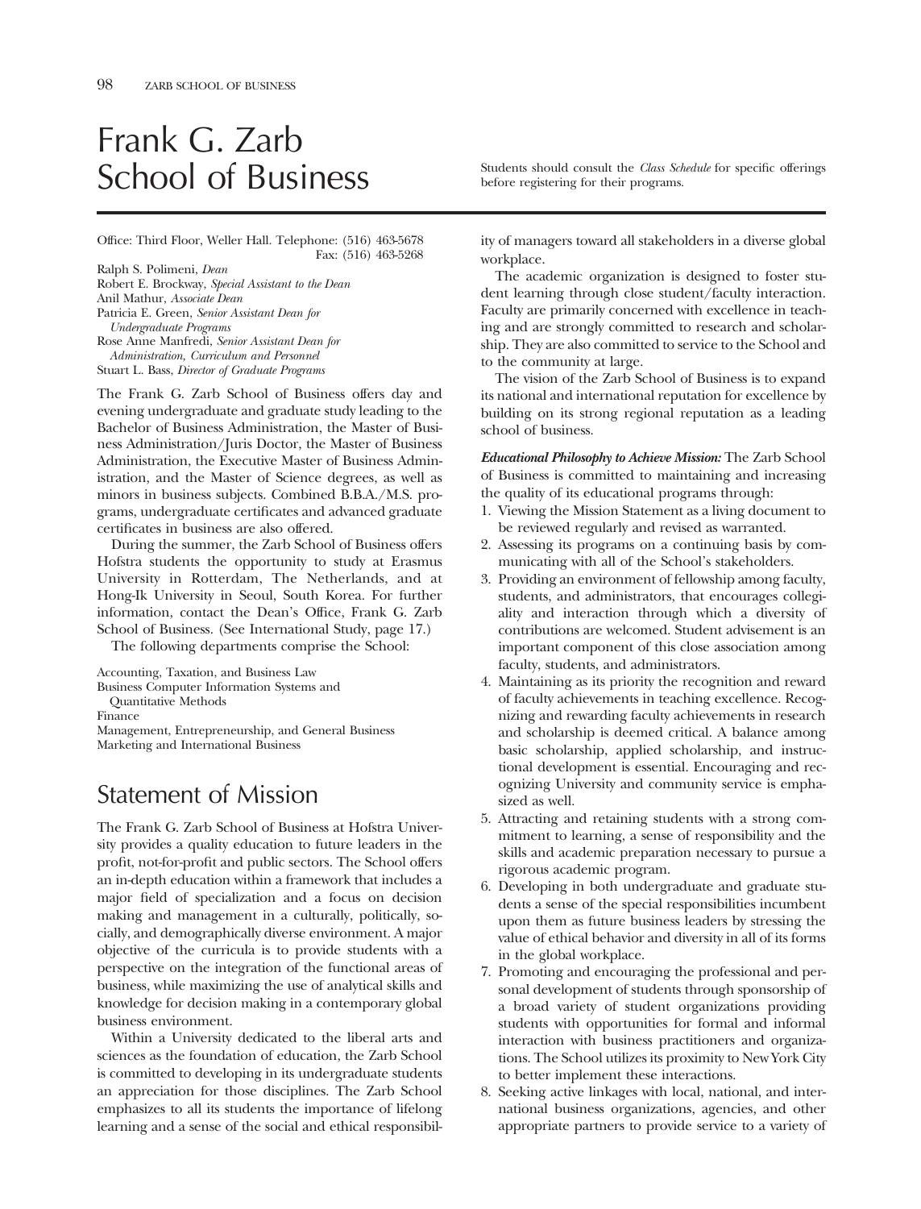# Frank G. Zarb School of Business

Students should consult the *Class Schedule* for specific offerings before registering for their programs.

Office: Third Floor, Weller Hall. Telephone: (516) 463-5678
Fax: (516) 463-5268

Ralph S. Polimeni, *Dean*
Robert E. Brockway, *Special Assistant to the Dean*
Anil Mathur, *Associate Dean*
Patricia E. Green, *Senior Assistant Dean for Undergraduate Programs*
Rose Anne Manfredi, *Senior Assistant Dean for Administration, Curriculum and Personnel*
Stuart L. Bass, *Director of Graduate Programs*

The Frank G. Zarb School of Business offers day and evening undergraduate and graduate study leading to the Bachelor of Business Administration, the Master of Business Administration/Juris Doctor, the Master of Business Administration, the Executive Master of Business Administration, and the Master of Science degrees, as well as minors in business subjects. Combined B.B.A./M.S. programs, undergraduate certificates and advanced graduate certificates in business are also offered.

During the summer, the Zarb School of Business offers Hofstra students the opportunity to study at Erasmus University in Rotterdam, The Netherlands, and at Hong-Ik University in Seoul, South Korea. For further information, contact the Dean's Office, Frank G. Zarb School of Business. (See International Study, page 17.)

The following departments comprise the School:

Accounting, Taxation, and Business Law
Business Computer Information Systems and Quantitative Methods
Finance
Management, Entrepreneurship, and General Business
Marketing and International Business

## Statement of Mission

The Frank G. Zarb School of Business at Hofstra University provides a quality education to future leaders in the profit, not-for-profit and public sectors. The School offers an in-depth education within a framework that includes a major field of specialization and a focus on decision making and management in a culturally, politically, socially, and demographically diverse environment. A major objective of the curricula is to provide students with a perspective on the integration of the functional areas of business, while maximizing the use of analytical skills and knowledge for decision making in a contemporary global business environment.

Within a University dedicated to the liberal arts and sciences as the foundation of education, the Zarb School is committed to developing in its undergraduate students an appreciation for those disciplines. The Zarb School emphasizes to all its students the importance of lifelong learning and a sense of the social and ethical responsibility of managers toward all stakeholders in a diverse global workplace.

The academic organization is designed to foster student learning through close student/faculty interaction. Faculty are primarily concerned with excellence in teaching and are strongly committed to research and scholarship. They are also committed to service to the School and to the community at large.

The vision of the Zarb School of Business is to expand its national and international reputation for excellence by building on its strong regional reputation as a leading school of business.

***Educational Philosophy to Achieve Mission:*** The Zarb School of Business is committed to maintaining and increasing the quality of its educational programs through:

1. Viewing the Mission Statement as a living document to be reviewed regularly and revised as warranted.
2. Assessing its programs on a continuing basis by communicating with all of the School's stakeholders.
3. Providing an environment of fellowship among faculty, students, and administrators, that encourages collegiality and interaction through which a diversity of contributions are welcomed. Student advisement is an important component of this close association among faculty, students, and administrators.
4. Maintaining as its priority the recognition and reward of faculty achievements in teaching excellence. Recognizing and rewarding faculty achievements in research and scholarship is deemed critical. A balance among basic scholarship, applied scholarship, and instructional development is essential. Encouraging and recognizing University and community service is emphasized as well.
5. Attracting and retaining students with a strong commitment to learning, a sense of responsibility and the skills and academic preparation necessary to pursue a rigorous academic program.
6. Developing in both undergraduate and graduate students a sense of the special responsibilities incumbent upon them as future business leaders by stressing the value of ethical behavior and diversity in all of its forms in the global workplace.
7. Promoting and encouraging the professional and personal development of students through sponsorship of a broad variety of student organizations providing students with opportunities for formal and informal interaction with business practitioners and organizations. The School utilizes its proximity to New York City to better implement these interactions.
8. Seeking active linkages with local, national, and international business organizations, agencies, and other appropriate partners to provide service to a variety of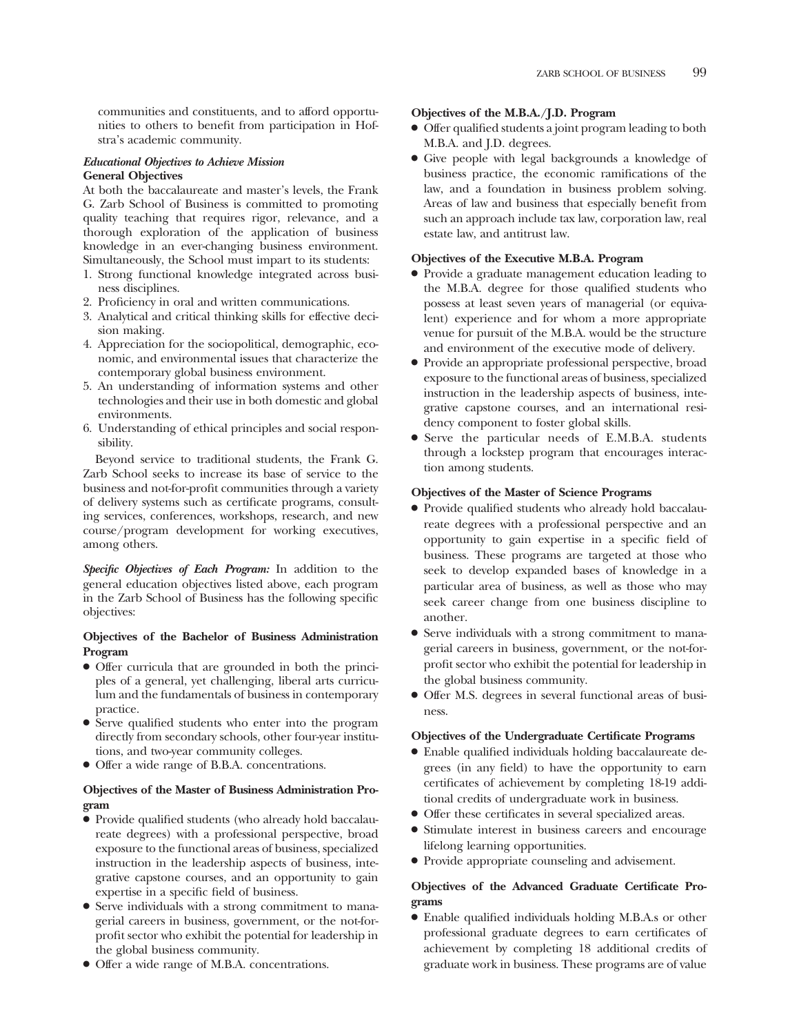communities and constituents, and to afford opportunities to others to benefit from participation in Hofstra's academic community.

***Educational Objectives to Achieve Mission***
**General Objectives**

At both the baccalaureate and master's levels, the Frank G. Zarb School of Business is committed to promoting quality teaching that requires rigor, relevance, and a thorough exploration of the application of business knowledge in an ever-changing business environment. Simultaneously, the School must impart to its students:

1. Strong functional knowledge integrated across business disciplines.
2. Proficiency in oral and written communications.
3. Analytical and critical thinking skills for effective decision making.
4. Appreciation for the sociopolitical, demographic, economic, and environmental issues that characterize the contemporary global business environment.
5. An understanding of information systems and other technologies and their use in both domestic and global environments.
6. Understanding of ethical principles and social responsibility.

Beyond service to traditional students, the Frank G. Zarb School seeks to increase its base of service to the business and not-for-profit communities through a variety of delivery systems such as certificate programs, consulting services, conferences, workshops, research, and new course/program development for working executives, among others.

***Specific Objectives of Each Program:*** In addition to the general education objectives listed above, each program in the Zarb School of Business has the following specific objectives:

**Objectives of the Bachelor of Business Administration Program**

- Offer curricula that are grounded in both the principles of a general, yet challenging, liberal arts curriculum and the fundamentals of business in contemporary practice.
- Serve qualified students who enter into the program directly from secondary schools, other four-year institutions, and two-year community colleges.
- Offer a wide range of B.B.A. concentrations.

**Objectives of the Master of Business Administration Program**

- Provide qualified students (who already hold baccalaureate degrees) with a professional perspective, broad exposure to the functional areas of business, specialized instruction in the leadership aspects of business, integrative capstone courses, and an opportunity to gain expertise in a specific field of business.
- Serve individuals with a strong commitment to managerial careers in business, government, or the not-for-profit sector who exhibit the potential for leadership in the global business community.
- Offer a wide range of M.B.A. concentrations.

**Objectives of the M.B.A./J.D. Program**

- Offer qualified students a joint program leading to both M.B.A. and J.D. degrees.
- Give people with legal backgrounds a knowledge of business practice, the economic ramifications of the law, and a foundation in business problem solving. Areas of law and business that especially benefit from such an approach include tax law, corporation law, real estate law, and antitrust law.

**Objectives of the Executive M.B.A. Program**

- Provide a graduate management education leading to the M.B.A. degree for those qualified students who possess at least seven years of managerial (or equivalent) experience and for whom a more appropriate venue for pursuit of the M.B.A. would be the structure and environment of the executive mode of delivery.
- Provide an appropriate professional perspective, broad exposure to the functional areas of business, specialized instruction in the leadership aspects of business, integrative capstone courses, and an international residency component to foster global skills.
- Serve the particular needs of E.M.B.A. students through a lockstep program that encourages interaction among students.

**Objectives of the Master of Science Programs**

- Provide qualified students who already hold baccalaureate degrees with a professional perspective and an opportunity to gain expertise in a specific field of business. These programs are targeted at those who seek to develop expanded bases of knowledge in a particular area of business, as well as those who may seek career change from one business discipline to another.
- Serve individuals with a strong commitment to managerial careers in business, government, or the not-for-profit sector who exhibit the potential for leadership in the global business community.
- Offer M.S. degrees in several functional areas of business.

**Objectives of the Undergraduate Certificate Programs**

- Enable qualified individuals holding baccalaureate degrees (in any field) to have the opportunity to earn certificates of achievement by completing 18-19 additional credits of undergraduate work in business.
- Offer these certificates in several specialized areas.
- Stimulate interest in business careers and encourage lifelong learning opportunities.
- Provide appropriate counseling and advisement.

**Objectives of the Advanced Graduate Certificate Programs**

- Enable qualified individuals holding M.B.A.s or other professional graduate degrees to earn certificates of achievement by completing 18 additional credits of graduate work in business. These programs are of value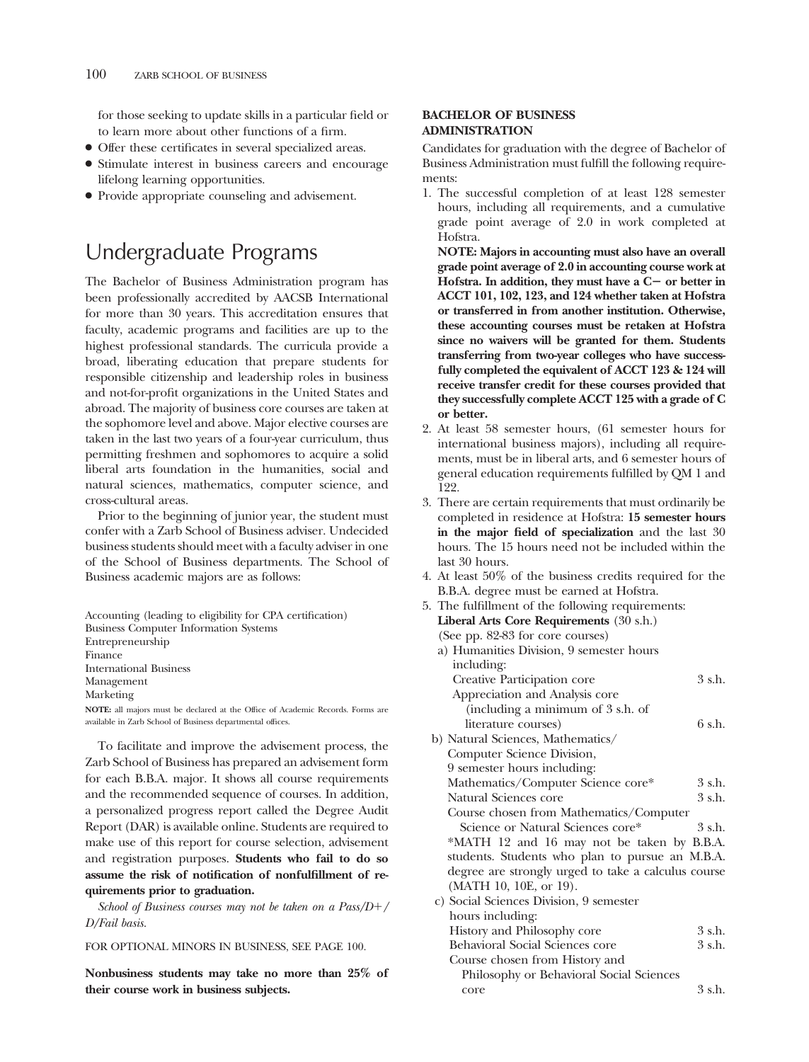for those seeking to update skills in a particular field or to learn more about other functions of a firm.

- Offer these certificates in several specialized areas.
- Stimulate interest in business careers and encourage lifelong learning opportunities.
- Provide appropriate counseling and advisement.

# Undergraduate Programs

The Bachelor of Business Administration program has been professionally accredited by AACSB International for more than 30 years. This accreditation ensures that faculty, academic programs and facilities are up to the highest professional standards. The curricula provide a broad, liberating education that prepare students for responsible citizenship and leadership roles in business and not-for-profit organizations in the United States and abroad. The majority of business core courses are taken at the sophomore level and above. Major elective courses are taken in the last two years of a four-year curriculum, thus permitting freshmen and sophomores to acquire a solid liberal arts foundation in the humanities, social and natural sciences, mathematics, computer science, and cross-cultural areas.

Prior to the beginning of junior year, the student must confer with a Zarb School of Business adviser. Undecided business students should meet with a faculty adviser in one of the School of Business departments. The School of Business academic majors are as follows:

Accounting (leading to eligibility for CPA certification)
Business Computer Information Systems
Entrepreneurship
Finance
International Business
Management
Marketing

**NOTE:** all majors must be declared at the Office of Academic Records. Forms are available in Zarb School of Business departmental offices.

To facilitate and improve the advisement process, the Zarb School of Business has prepared an advisement form for each B.B.A. major. It shows all course requirements and the recommended sequence of courses. In addition, a personalized progress report called the Degree Audit Report (DAR) is available online. Students are required to make use of this report for course selection, advisement and registration purposes. **Students who fail to do so assume the risk of notification of nonfulfillment of requirements prior to graduation.**

*School of Business courses may not be taken on a Pass/D+/D/Fail basis.*

FOR OPTIONAL MINORS IN BUSINESS, SEE PAGE 100.

**Nonbusiness students may take no more than 25% of their course work in business subjects.**

### BACHELOR OF BUSINESS ADMINISTRATION

Candidates for graduation with the degree of Bachelor of Business Administration must fulfill the following requirements:

1. The successful completion of at least 128 semester hours, including all requirements, and a cumulative grade point average of 2.0 in work completed at Hofstra.

   **NOTE: Majors in accounting must also have an overall grade point average of 2.0 in accounting course work at Hofstra. In addition, they must have a C− or better in ACCT 101, 102, 123, and 124 whether taken at Hofstra or transferred in from another institution. Otherwise, these accounting courses must be retaken at Hofstra since no waivers will be granted for them. Students transferring from two-year colleges who have successfully completed the equivalent of ACCT 123 & 124 will receive transfer credit for these courses provided that they successfully complete ACCT 125 with a grade of C or better.**
2. At least 58 semester hours, (61 semester hours for international business majors), including all requirements, must be in liberal arts, and 6 semester hours of general education requirements fulfilled by QM 1 and 122.
3. There are certain requirements that must ordinarily be completed in residence at Hofstra: **15 semester hours in the major field of specialization** and the last 30 hours. The 15 hours need not be included within the last 30 hours.
4. At least 50% of the business credits required for the B.B.A. degree must be earned at Hofstra.
5. The fulfillment of the following requirements:

   **Liberal Arts Core Requirements** (30 s.h.)
   (See pp. 82-83 for core courses)

   a) Humanities Division, 9 semester hours including:

   | | |
   |---|---|
   | Creative Participation core | 3 s.h. |
   | Appreciation and Analysis core (including a minimum of 3 s.h. of literature courses) | 6 s.h. |

   b) Natural Sciences, Mathematics/Computer Science Division, 9 semester hours including:

   | | |
   |---|---|
   | Mathematics/Computer Science core* | 3 s.h. |
   | Natural Sciences core | 3 s.h. |
   | Course chosen from Mathematics/Computer Science or Natural Sciences core* | 3 s.h. |

   *MATH 12 and 16 may not be taken by B.B.A. students. Students who plan to pursue an M.B.A. degree are strongly urged to take a calculus course (MATH 10, 10E, or 19).

   c) Social Sciences Division, 9 semester hours including:

   | | |
   |---|---|
   | History and Philosophy core | 3 s.h. |
   | Behavioral Social Sciences core | 3 s.h. |
   | Course chosen from History and Philosophy or Behavioral Social Sciences core | 3 s.h. |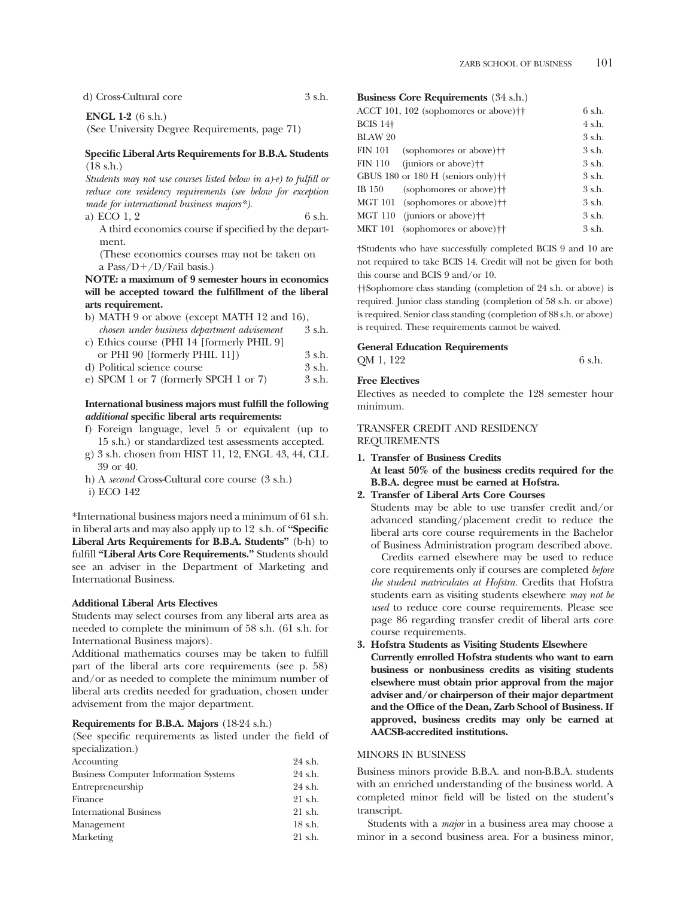d) Cross-Cultural core 3 s.h.

**ENGL 1-2** (6 s.h.)
(See University Degree Requirements, page 71)

**Specific Liberal Arts Requirements for B.B.A. Students** (18 s.h.)

*Students may not use courses listed below in a)-e) to fulfill or reduce core residency requirements (see below for exception made for international business majors*).*

a) ECO 1, 2 6 s.h.
A third economics course if specified by the department.
(These economics courses may not be taken on a Pass/D+/D/Fail basis.)

**NOTE: a maximum of 9 semester hours in economics will be accepted toward the fulfillment of the liberal arts requirement.**

b) MATH 9 or above (except MATH 12 and 16), *chosen under business department advisement* 3 s.h.
c) Ethics course (PHI 14 [formerly PHIL 9] or PHI 90 [formerly PHIL 11]) 3 s.h.
d) Political science course 3 s.h.
e) SPCM 1 or 7 (formerly SPCH 1 or 7) 3 s.h.

**International business majors must fulfill the following *additional* specific liberal arts requirements:**

f) Foreign language, level 5 or equivalent (up to 15 s.h.) or standardized test assessments accepted.
g) 3 s.h. chosen from HIST 11, 12, ENGL 43, 44, CLL 39 or 40.
h) A *second* Cross-Cultural core course (3 s.h.)
i) ECO 142

*International business majors need a minimum of 61 s.h. in liberal arts and may also apply up to 12 s.h. of **"Specific Liberal Arts Requirements for B.B.A. Students"** (b-h) to fulfill **"Liberal Arts Core Requirements."** Students should see an adviser in the Department of Marketing and International Business.

**Additional Liberal Arts Electives**

Students may select courses from any liberal arts area as needed to complete the minimum of 58 s.h. (61 s.h. for International Business majors).

Additional mathematics courses may be taken to fulfill part of the liberal arts core requirements (see p. 58) and/or as needed to complete the minimum number of liberal arts credits needed for graduation, chosen under advisement from the major department.

**Requirements for B.B.A. Majors** (18-24 s.h.)

(See specific requirements as listed under the field of specialization.)

| Major | Credits |
|---|---|
| Accounting | 24 s.h. |
| Business Computer Information Systems | 24 s.h. |
| Entrepreneurship | 24 s.h. |
| Finance | 21 s.h. |
| International Business | 21 s.h. |
| Management | 18 s.h. |
| Marketing | 21 s.h. |

**Business Core Requirements** (34 s.h.)

| Course | Credits |
|---|---|
| ACCT 101, 102 (sophomores or above)†† | 6 s.h. |
| BCIS 14† | 4 s.h. |
| BLAW 20 | 3 s.h. |
| FIN 101 (sophomores or above)†† | 3 s.h. |
| FIN 110 (juniors or above)†† | 3 s.h. |
| GBUS 180 or 180 H (seniors only)†† | 3 s.h. |
| IB 150 (sophomores or above)†† | 3 s.h. |
| MGT 101 (sophomores or above)†† | 3 s.h. |
| MGT 110 (juniors or above)†† | 3 s.h. |
| MKT 101 (sophomores or above)†† | 3 s.h. |

†Students who have successfully completed BCIS 9 and 10 are not required to take BCIS 14. Credit will not be given for both this course and BCIS 9 and/or 10.

††Sophomore class standing (completion of 24 s.h. or above) is required. Junior class standing (completion of 58 s.h. or above) is required. Senior class standing (completion of 88 s.h. or above) is required. These requirements cannot be waived.

**General Education Requirements**

QM 1, 122 6 s.h.

**Free Electives**

Electives as needed to complete the 128 semester hour minimum.

## TRANSFER CREDIT AND RESIDENCY REQUIREMENTS

1. **Transfer of Business Credits**
   **At least 50% of the business credits required for the B.B.A. degree must be earned at Hofstra.**
2. **Transfer of Liberal Arts Core Courses**
   Students may be able to use transfer credit and/or advanced standing/placement credit to reduce the liberal arts core course requirements in the Bachelor of Business Administration program described above.
   Credits earned elsewhere may be used to reduce core requirements only if courses are completed *before the student matriculates at Hofstra.* Credits that Hofstra students earn as visiting students elsewhere *may not be used* to reduce core course requirements. Please see page 86 regarding transfer credit of liberal arts core course requirements.
3. **Hofstra Students as Visiting Students Elsewhere**
   **Currently enrolled Hofstra students who want to earn business or nonbusiness credits as visiting students elsewhere must obtain prior approval from the major adviser and/or chairperson of their major department and the Office of the Dean, Zarb School of Business. If approved, business credits may only be earned at AACSB-accredited institutions.**

## MINORS IN BUSINESS

Business minors provide B.B.A. and non-B.B.A. students with an enriched understanding of the business world. A completed minor field will be listed on the student's transcript.

Students with a *major* in a business area may choose a minor in a second business area. For a business minor,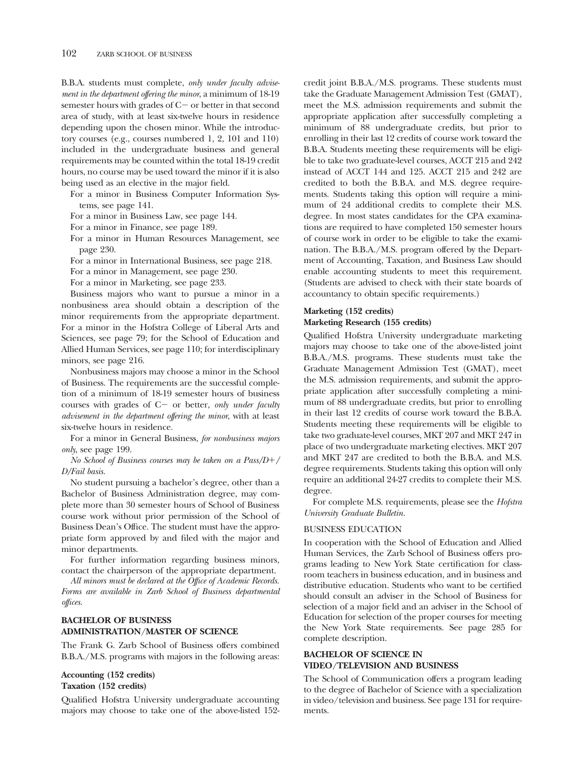B.B.A. students must complete, *only under faculty advisement in the department offering the minor*, a minimum of 18-19 semester hours with grades of C− or better in that second area of study, with at least six-twelve hours in residence depending upon the chosen minor. While the introductory courses (e.g., courses numbered 1, 2, 101 and 110) included in the undergraduate business and general requirements may be counted within the total 18-19 credit hours, no course may be used toward the minor if it is also being used as an elective in the major field.

For a minor in Business Computer Information Systems, see page 141.

For a minor in Business Law, see page 144.

For a minor in Finance, see page 189.

For a minor in Human Resources Management, see page 230.

For a minor in International Business, see page 218.

For a minor in Management, see page 230.

For a minor in Marketing, see page 233.

Business majors who want to pursue a minor in a nonbusiness area should obtain a description of the minor requirements from the appropriate department. For a minor in the Hofstra College of Liberal Arts and Sciences, see page 79; for the School of Education and Allied Human Services, see page 110; for interdisciplinary minors, see page 216.

Nonbusiness majors may choose a minor in the School of Business. The requirements are the successful completion of a minimum of 18-19 semester hours of business courses with grades of C− or better, *only under faculty advisement in the department offering the minor*, with at least six-twelve hours in residence.

For a minor in General Business, *for nonbusiness majors only*, see page 199.

*No School of Business courses may be taken on a Pass/D+/D/Fail basis.*

No student pursuing a bachelor's degree, other than a Bachelor of Business Administration degree, may complete more than 30 semester hours of School of Business course work without prior permission of the School of Business Dean's Office. The student must have the appropriate form approved by and filed with the major and minor departments.

For further information regarding business minors, contact the chairperson of the appropriate department.

*All minors must be declared at the Office of Academic Records. Forms are available in Zarb School of Business departmental offices.*

## BACHELOR OF BUSINESS ADMINISTRATION/MASTER OF SCIENCE

The Frank G. Zarb School of Business offers combined B.B.A./M.S. programs with majors in the following areas:

**Accounting (152 credits)**
**Taxation (152 credits)**

Qualified Hofstra University undergraduate accounting majors may choose to take one of the above-listed 152-credit joint B.B.A./M.S. programs. These students must take the Graduate Management Admission Test (GMAT), meet the M.S. admission requirements and submit the appropriate application after successfully completing a minimum of 88 undergraduate credits, but prior to enrolling in their last 12 credits of course work toward the B.B.A. Students meeting these requirements will be eligible to take two graduate-level courses, ACCT 215 and 242 instead of ACCT 144 and 125. ACCT 215 and 242 are credited to both the B.B.A. and M.S. degree requirements. Students taking this option will require a minimum of 24 additional credits to complete their M.S. degree. In most states candidates for the CPA examinations are required to have completed 150 semester hours of course work in order to be eligible to take the examination. The B.B.A./M.S. program offered by the Department of Accounting, Taxation, and Business Law should enable accounting students to meet this requirement. (Students are advised to check with their state boards of accountancy to obtain specific requirements.)

**Marketing (152 credits)**
**Marketing Research (155 credits)**

Qualified Hofstra University undergraduate marketing majors may choose to take one of the above-listed joint B.B.A./M.S. programs. These students must take the Graduate Management Admission Test (GMAT), meet the M.S. admission requirements, and submit the appropriate application after successfully completing a minimum of 88 undergraduate credits, but prior to enrolling in their last 12 credits of course work toward the B.B.A. Students meeting these requirements will be eligible to take two graduate-level courses, MKT 207 and MKT 247 in place of two undergraduate marketing electives. MKT 207 and MKT 247 are credited to both the B.B.A. and M.S. degree requirements. Students taking this option will only require an additional 24-27 credits to complete their M.S. degree.

For complete M.S. requirements, please see the *Hofstra University Graduate Bulletin*.

### BUSINESS EDUCATION

In cooperation with the School of Education and Allied Human Services, the Zarb School of Business offers programs leading to New York State certification for classroom teachers in business education, and in business and distributive education. Students who want to be certified should consult an adviser in the School of Business for selection of a major field and an adviser in the School of Education for selection of the proper courses for meeting the New York State requirements. See page 285 for complete description.

## BACHELOR OF SCIENCE IN VIDEO/TELEVISION AND BUSINESS

The School of Communication offers a program leading to the degree of Bachelor of Science with a specialization in video/television and business. See page 131 for requirements.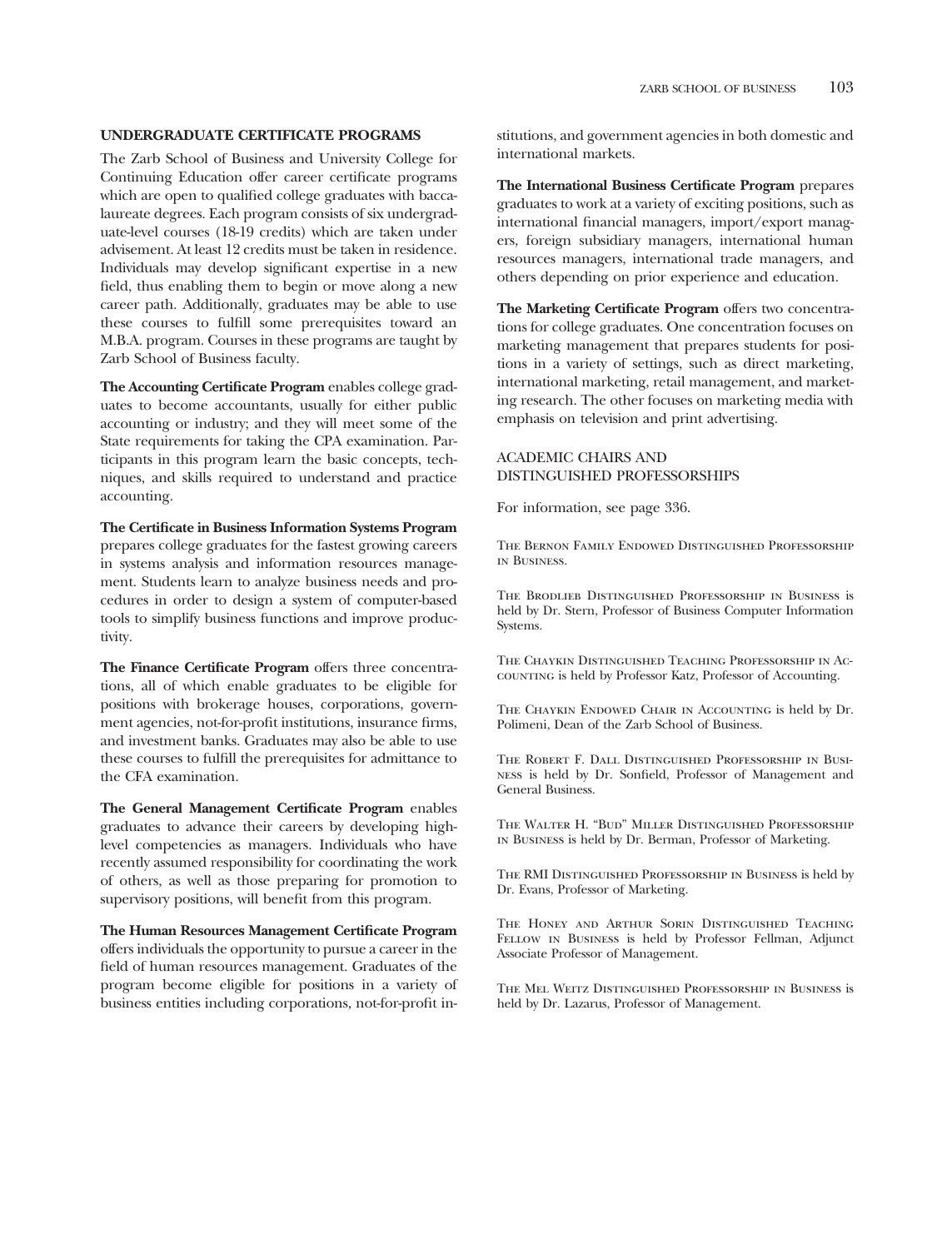## UNDERGRADUATE CERTIFICATE PROGRAMS

The Zarb School of Business and University College for Continuing Education offer career certificate programs which are open to qualified college graduates with baccalaureate degrees. Each program consists of six undergraduate-level courses (18-19 credits) which are taken under advisement. At least 12 credits must be taken in residence. Individuals may develop significant expertise in a new field, thus enabling them to begin or move along a new career path. Additionally, graduates may be able to use these courses to fulfill some prerequisites toward an M.B.A. program. Courses in these programs are taught by Zarb School of Business faculty.

**The Accounting Certificate Program** enables college graduates to become accountants, usually for either public accounting or industry; and they will meet some of the State requirements for taking the CPA examination. Participants in this program learn the basic concepts, techniques, and skills required to understand and practice accounting.

**The Certificate in Business Information Systems Program** prepares college graduates for the fastest growing careers in systems analysis and information resources management. Students learn to analyze business needs and procedures in order to design a system of computer-based tools to simplify business functions and improve productivity.

**The Finance Certificate Program** offers three concentrations, all of which enable graduates to be eligible for positions with brokerage houses, corporations, government agencies, not-for-profit institutions, insurance firms, and investment banks. Graduates may also be able to use these courses to fulfill the prerequisites for admittance to the CFA examination.

**The General Management Certificate Program** enables graduates to advance their careers by developing high-level competencies as managers. Individuals who have recently assumed responsibility for coordinating the work of others, as well as those preparing for promotion to supervisory positions, will benefit from this program.

**The Human Resources Management Certificate Program** offers individuals the opportunity to pursue a career in the field of human resources management. Graduates of the program become eligible for positions in a variety of business entities including corporations, not-for-profit institutions, and government agencies in both domestic and international markets.

**The International Business Certificate Program** prepares graduates to work at a variety of exciting positions, such as international financial managers, import/export managers, foreign subsidiary managers, international human resources managers, international trade managers, and others depending on prior experience and education.

**The Marketing Certificate Program** offers two concentrations for college graduates. One concentration focuses on marketing management that prepares students for positions in a variety of settings, such as direct marketing, international marketing, retail management, and marketing research. The other focuses on marketing media with emphasis on television and print advertising.

## ACADEMIC CHAIRS AND DISTINGUISHED PROFESSORSHIPS

For information, see page 336.

The Bernon Family Endowed Distinguished Professorship in Business.

The Brodlieb Distinguished Professorship in Business is held by Dr. Stern, Professor of Business Computer Information Systems.

The Chaykin Distinguished Teaching Professorship in Accounting is held by Professor Katz, Professor of Accounting.

The Chaykin Endowed Chair in Accounting is held by Dr. Polimeni, Dean of the Zarb School of Business.

The Robert F. Dall Distinguished Professorship in Business is held by Dr. Sonfield, Professor of Management and General Business.

The Walter H. "Bud" Miller Distinguished Professorship in Business is held by Dr. Berman, Professor of Marketing.

The RMI Distinguished Professorship in Business is held by Dr. Evans, Professor of Marketing.

The Honey and Arthur Sorin Distinguished Teaching Fellow in Business is held by Professor Fellman, Adjunct Associate Professor of Management.

The Mel Weitz Distinguished Professorship in Business is held by Dr. Lazarus, Professor of Management.